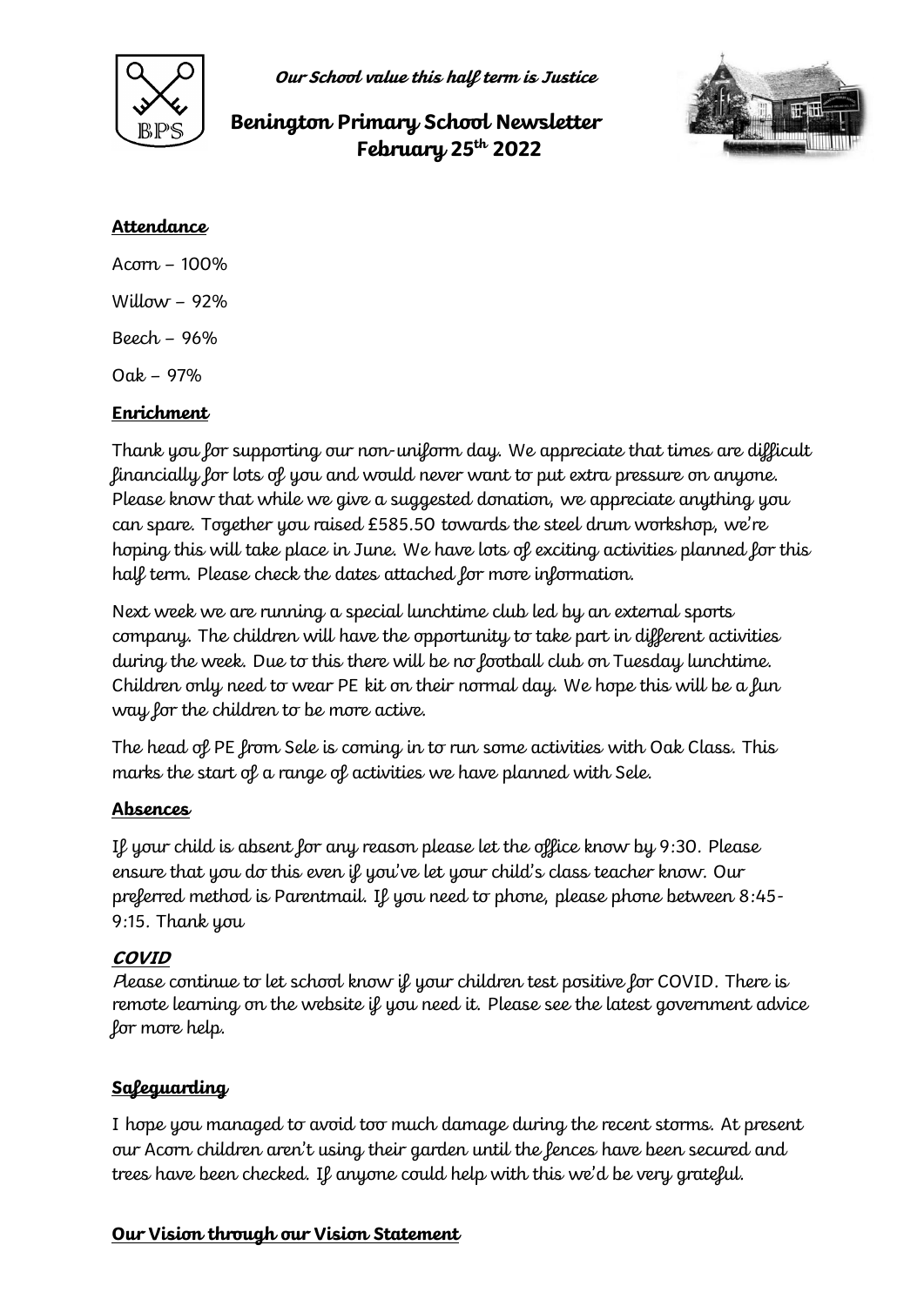*Our School value this half term is Justice*

# Benington Primary School Newsletter
## February 25th 2022

### Attendance

Acorn – 100%

Willow – 92%

Beech – 96%

Oak – 97%

### Enrichment

Thank you for supporting our non-uniform day. We appreciate that times are difficult financially for lots of you and would never want to put extra pressure on anyone. Please know that while we give a suggested donation, we appreciate anything you can spare. Together you raised £585.50 towards the steel drum workshop, we're hoping this will take place in June. We have lots of exciting activities planned for this half term. Please check the dates attached for more information.

Next week we are running a special lunchtime club led by an external sports company. The children will have the opportunity to take part in different activities during the week. Due to this there will be no football club on Tuesday lunchtime. Children only need to wear PE kit on their normal day. We hope this will be a fun way for the children to be more active.

The head of PE from Sele is coming in to run some activities with Oak Class. This marks the start of a range of activities we have planned with Sele.

### Absences

If your child is absent for any reason please let the office know by 9:30. Please ensure that you do this even if you've let your child's class teacher know. Our preferred method is Parentmail. If you need to phone, please phone between 8:45-9:15. Thank you

### COVID

Please continue to let school know if your children test positive for COVID. There is remote learning on the website if you need it. Please see the latest government advice for more help.

### Safeguarding

I hope you managed to avoid too much damage during the recent storms. At present our Acorn children aren't using their garden until the fences have been secured and trees have been checked. If anyone could help with this we'd be very grateful.

### Our Vision through our Vision Statement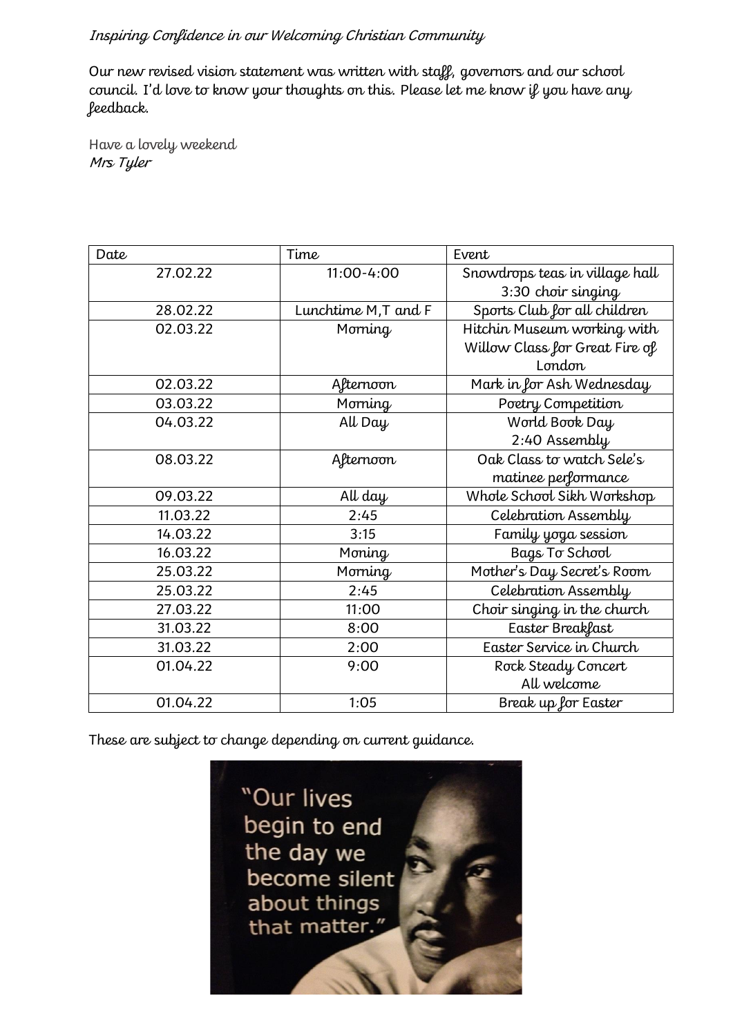*Inspiring Confidence in our Welcoming Christian Community*

Our new revised vision statement was written with staff, governors and our school council. I'd love to know your thoughts on this. Please let me know if you have any feedback.

Have a lovely weekend
*Mrs Tyler*

| Date | Time | Event |
|---|---|---|
| 27.02.22 | 11:00-4:00 | Snowdrops teas in village hall<br>3:30 choir singing |
| 28.02.22 | Lunchtime M,T and F | Sports Club for all children |
| 02.03.22 | Morning | Hitchin Museum working with Willow Class for Great Fire of London |
| 02.03.22 | Afternoon | Mark in for Ash Wednesday |
| 03.03.22 | Morning | Poetry Competition |
| 04.03.22 | All Day | World Book Day<br>2:40 Assembly |
| 08.03.22 | Afternoon | Oak Class to watch Sele's matinee performance |
| 09.03.22 | All day | Whole School Sikh Workshop |
| 11.03.22 | 2:45 | Celebration Assembly |
| 14.03.22 | 3:15 | Family yoga session |
| 16.03.22 | Moning | Bags To School |
| 25.03.22 | Morning | Mother's Day Secret's Room |
| 25.03.22 | 2:45 | Celebration Assembly |
| 27.03.22 | 11:00 | Choir singing in the church |
| 31.03.22 | 8:00 | Easter Breakfast |
| 31.03.22 | 2:00 | Easter Service in Church |
| 01.04.22 | 9:00 | Rock Steady Concert<br>All welcome |
| 01.04.22 | 1:05 | Break up for Easter |

These are subject to change depending on current guidance.

"Our lives begin to end the day we become silent about things that matter."